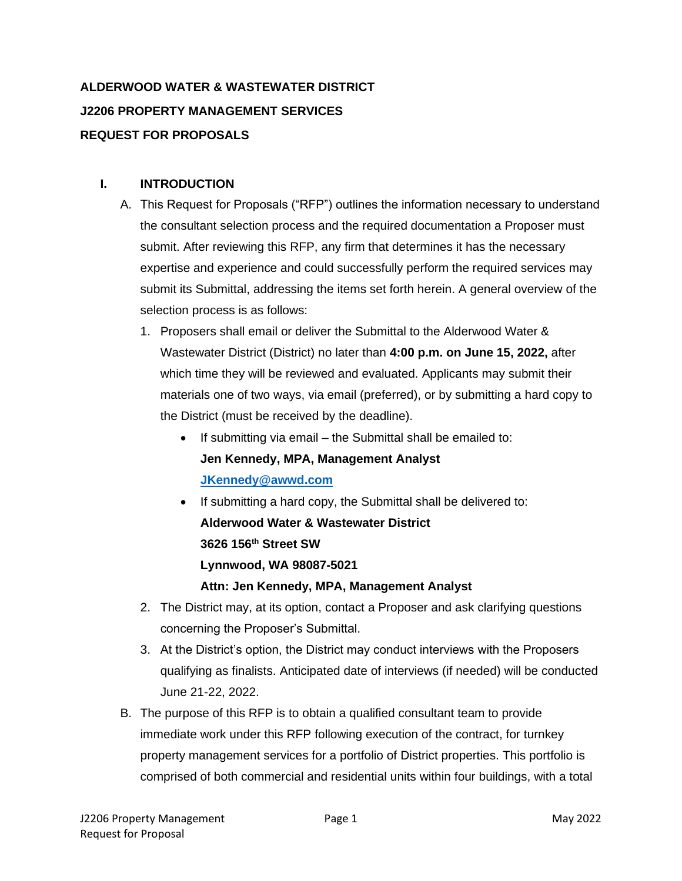**ALDERWOOD WATER & WASTEWATER DISTRICT**

**J2206 PROPERTY MANAGEMENT SERVICES**

**REQUEST FOR PROPOSALS**

## I. INTRODUCTION

A. This Request for Proposals ("RFP") outlines the information necessary to understand the consultant selection process and the required documentation a Proposer must submit. After reviewing this RFP, any firm that determines it has the necessary expertise and experience and could successfully perform the required services may submit its Submittal, addressing the items set forth herein. A general overview of the selection process is as follows:

1. Proposers shall email or deliver the Submittal to the Alderwood Water & Wastewater District (District) no later than **4:00 p.m. on June 15, 2022,** after which time they will be reviewed and evaluated. Applicants may submit their materials one of two ways, via email (preferred), or by submitting a hard copy to the District (must be received by the deadline).
   - If submitting via email – the Submittal shall be emailed to:
     **Jen Kennedy, MPA, Management Analyst**
     **JKennedy@awwd.com**
   - If submitting a hard copy, the Submittal shall be delivered to:
     **Alderwood Water & Wastewater District**
     **3626 156th Street SW**
     **Lynnwood, WA 98087-5021**
     **Attn: Jen Kennedy, MPA, Management Analyst**
2. The District may, at its option, contact a Proposer and ask clarifying questions concerning the Proposer's Submittal.
3. At the District's option, the District may conduct interviews with the Proposers qualifying as finalists. Anticipated date of interviews (if needed) will be conducted June 21-22, 2022.

B. The purpose of this RFP is to obtain a qualified consultant team to provide immediate work under this RFP following execution of the contract, for turnkey property management services for a portfolio of District properties. This portfolio is comprised of both commercial and residential units within four buildings, with a total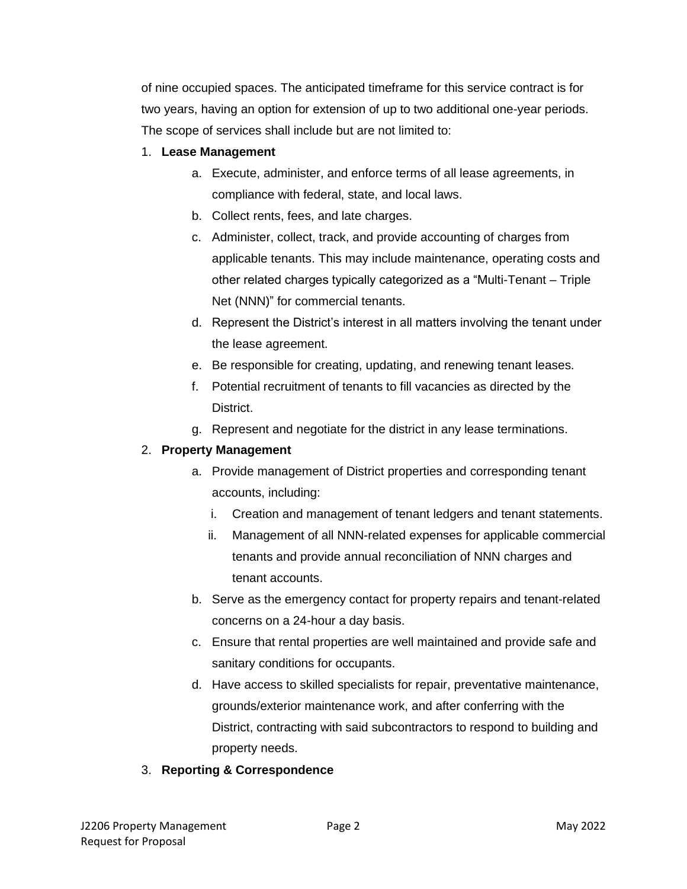of nine occupied spaces. The anticipated timeframe for this service contract is for two years, having an option for extension of up to two additional one-year periods. The scope of services shall include but are not limited to:

1. **Lease Management**
   a. Execute, administer, and enforce terms of all lease agreements, in compliance with federal, state, and local laws.
   b. Collect rents, fees, and late charges.
   c. Administer, collect, track, and provide accounting of charges from applicable tenants. This may include maintenance, operating costs and other related charges typically categorized as a "Multi-Tenant – Triple Net (NNN)" for commercial tenants.
   d. Represent the District's interest in all matters involving the tenant under the lease agreement.
   e. Be responsible for creating, updating, and renewing tenant leases.
   f. Potential recruitment of tenants to fill vacancies as directed by the District.
   g. Represent and negotiate for the district in any lease terminations.
2. **Property Management**
   a. Provide management of District properties and corresponding tenant accounts, including:
      i. Creation and management of tenant ledgers and tenant statements.
      ii. Management of all NNN-related expenses for applicable commercial tenants and provide annual reconciliation of NNN charges and tenant accounts.
   b. Serve as the emergency contact for property repairs and tenant-related concerns on a 24-hour a day basis.
   c. Ensure that rental properties are well maintained and provide safe and sanitary conditions for occupants.
   d. Have access to skilled specialists for repair, preventative maintenance, grounds/exterior maintenance work, and after conferring with the District, contracting with said subcontractors to respond to building and property needs.
3. **Reporting & Correspondence**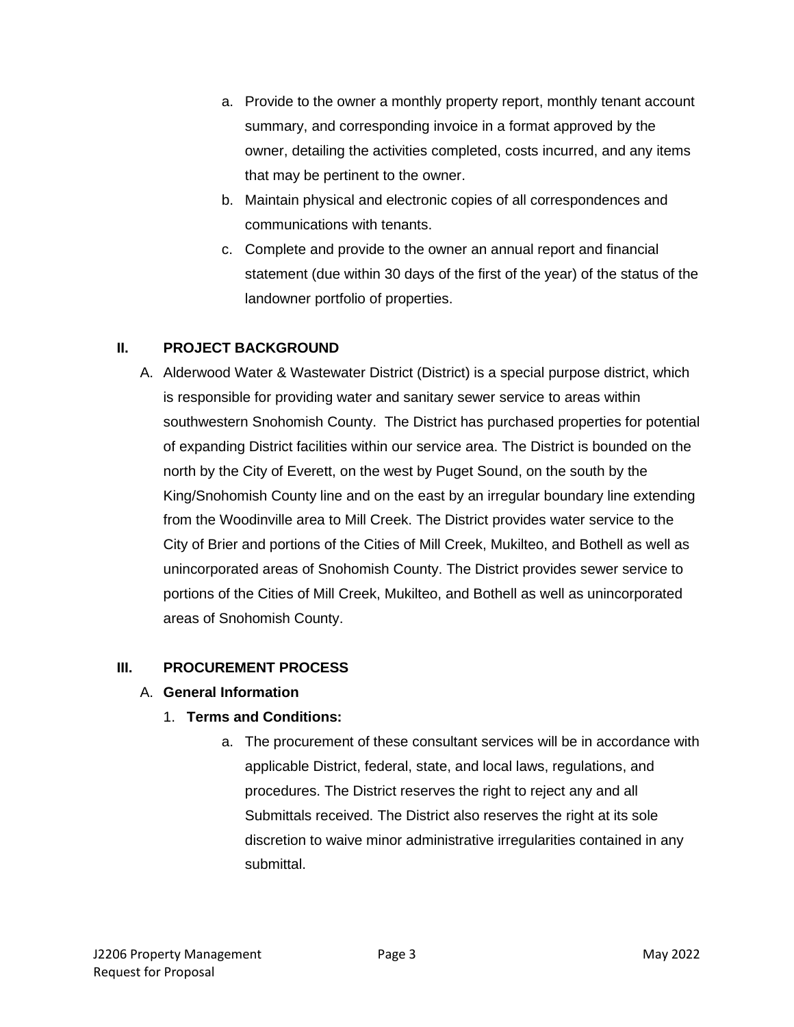a. Provide to the owner a monthly property report, monthly tenant account summary, and corresponding invoice in a format approved by the owner, detailing the activities completed, costs incurred, and any items that may be pertinent to the owner.
b. Maintain physical and electronic copies of all correspondences and communications with tenants.
c. Complete and provide to the owner an annual report and financial statement (due within 30 days of the first of the year) of the status of the landowner portfolio of properties.

## II. PROJECT BACKGROUND

A. Alderwood Water & Wastewater District (District) is a special purpose district, which is responsible for providing water and sanitary sewer service to areas within southwestern Snohomish County. The District has purchased properties for potential of expanding District facilities within our service area. The District is bounded on the north by the City of Everett, on the west by Puget Sound, on the south by the King/Snohomish County line and on the east by an irregular boundary line extending from the Woodinville area to Mill Creek. The District provides water service to the City of Brier and portions of the Cities of Mill Creek, Mukilteo, and Bothell as well as unincorporated areas of Snohomish County. The District provides sewer service to portions of the Cities of Mill Creek, Mukilteo, and Bothell as well as unincorporated areas of Snohomish County.

## III. PROCUREMENT PROCESS

A. **General Information**

1. **Terms and Conditions:**

   a. The procurement of these consultant services will be in accordance with applicable District, federal, state, and local laws, regulations, and procedures. The District reserves the right to reject any and all Submittals received. The District also reserves the right at its sole discretion to waive minor administrative irregularities contained in any submittal.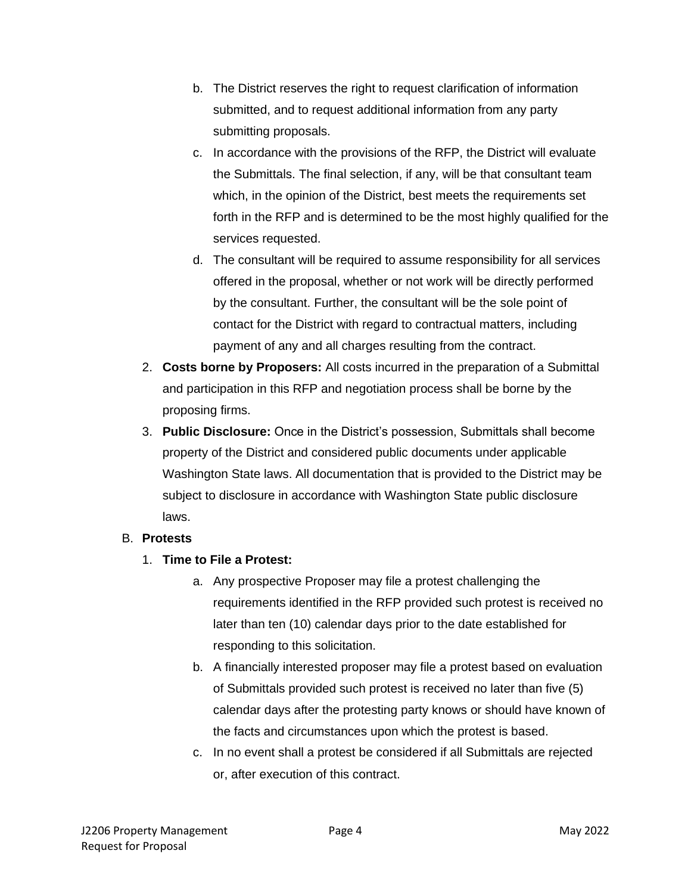b. The District reserves the right to request clarification of information submitted, and to request additional information from any party submitting proposals.

c. In accordance with the provisions of the RFP, the District will evaluate the Submittals. The final selection, if any, will be that consultant team which, in the opinion of the District, best meets the requirements set forth in the RFP and is determined to be the most highly qualified for the services requested.

d. The consultant will be required to assume responsibility for all services offered in the proposal, whether or not work will be directly performed by the consultant. Further, the consultant will be the sole point of contact for the District with regard to contractual matters, including payment of any and all charges resulting from the contract.

2. **Costs borne by Proposers:** All costs incurred in the preparation of a Submittal and participation in this RFP and negotiation process shall be borne by the proposing firms.

3. **Public Disclosure:** Once in the District's possession, Submittals shall become property of the District and considered public documents under applicable Washington State laws. All documentation that is provided to the District may be subject to disclosure in accordance with Washington State public disclosure laws.

B. **Protests**

1. **Time to File a Protest:**

   a. Any prospective Proposer may file a protest challenging the requirements identified in the RFP provided such protest is received no later than ten (10) calendar days prior to the date established for responding to this solicitation.

   b. A financially interested proposer may file a protest based on evaluation of Submittals provided such protest is received no later than five (5) calendar days after the protesting party knows or should have known of the facts and circumstances upon which the protest is based.

   c. In no event shall a protest be considered if all Submittals are rejected or, after execution of this contract.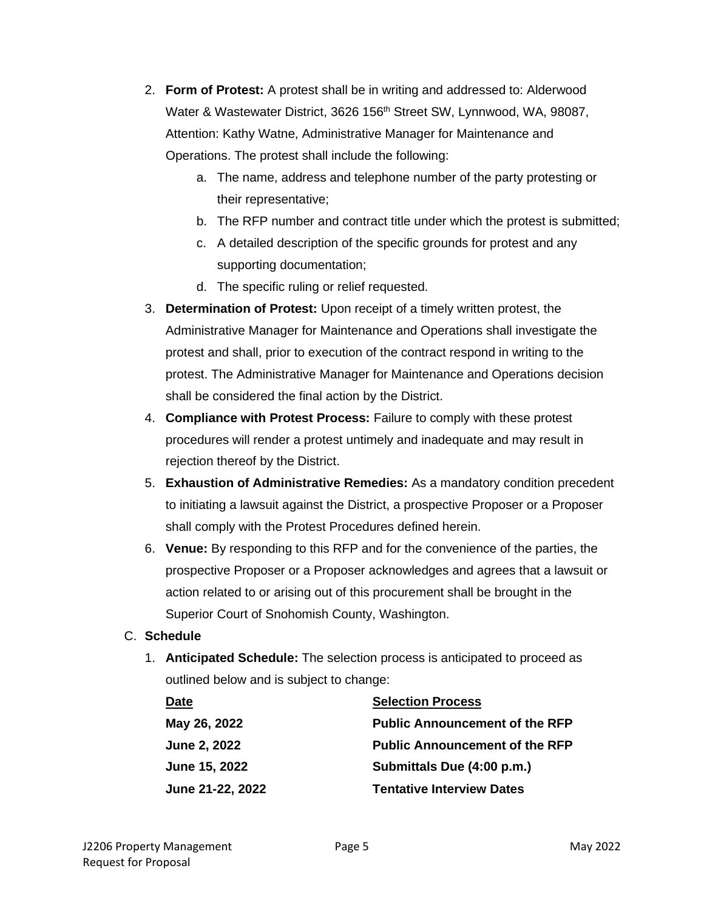2. **Form of Protest:** A protest shall be in writing and addressed to: Alderwood Water & Wastewater District, 3626 156th Street SW, Lynnwood, WA, 98087, Attention: Kathy Watne, Administrative Manager for Maintenance and Operations. The protest shall include the following:
    a. The name, address and telephone number of the party protesting or their representative;
    b. The RFP number and contract title under which the protest is submitted;
    c. A detailed description of the specific grounds for protest and any supporting documentation;
    d. The specific ruling or relief requested.
3. **Determination of Protest:** Upon receipt of a timely written protest, the Administrative Manager for Maintenance and Operations shall investigate the protest and shall, prior to execution of the contract respond in writing to the protest. The Administrative Manager for Maintenance and Operations decision shall be considered the final action by the District.
4. **Compliance with Protest Process:** Failure to comply with these protest procedures will render a protest untimely and inadequate and may result in rejection thereof by the District.
5. **Exhaustion of Administrative Remedies:** As a mandatory condition precedent to initiating a lawsuit against the District, a prospective Proposer or a Proposer shall comply with the Protest Procedures defined herein.
6. **Venue:** By responding to this RFP and for the convenience of the parties, the prospective Proposer or a Proposer acknowledges and agrees that a lawsuit or action related to or arising out of this procurement shall be brought in the Superior Court of Snohomish County, Washington.

C. **Schedule**

1. **Anticipated Schedule:** The selection process is anticipated to proceed as outlined below and is subject to change:

| Date | Selection Process |
|---|---|
| **May 26, 2022** | **Public Announcement of the RFP** |
| **June 2, 2022** | **Public Announcement of the RFP** |
| **June 15, 2022** | **Submittals Due (4:00 p.m.)** |
| **June 21-22, 2022** | **Tentative Interview Dates** |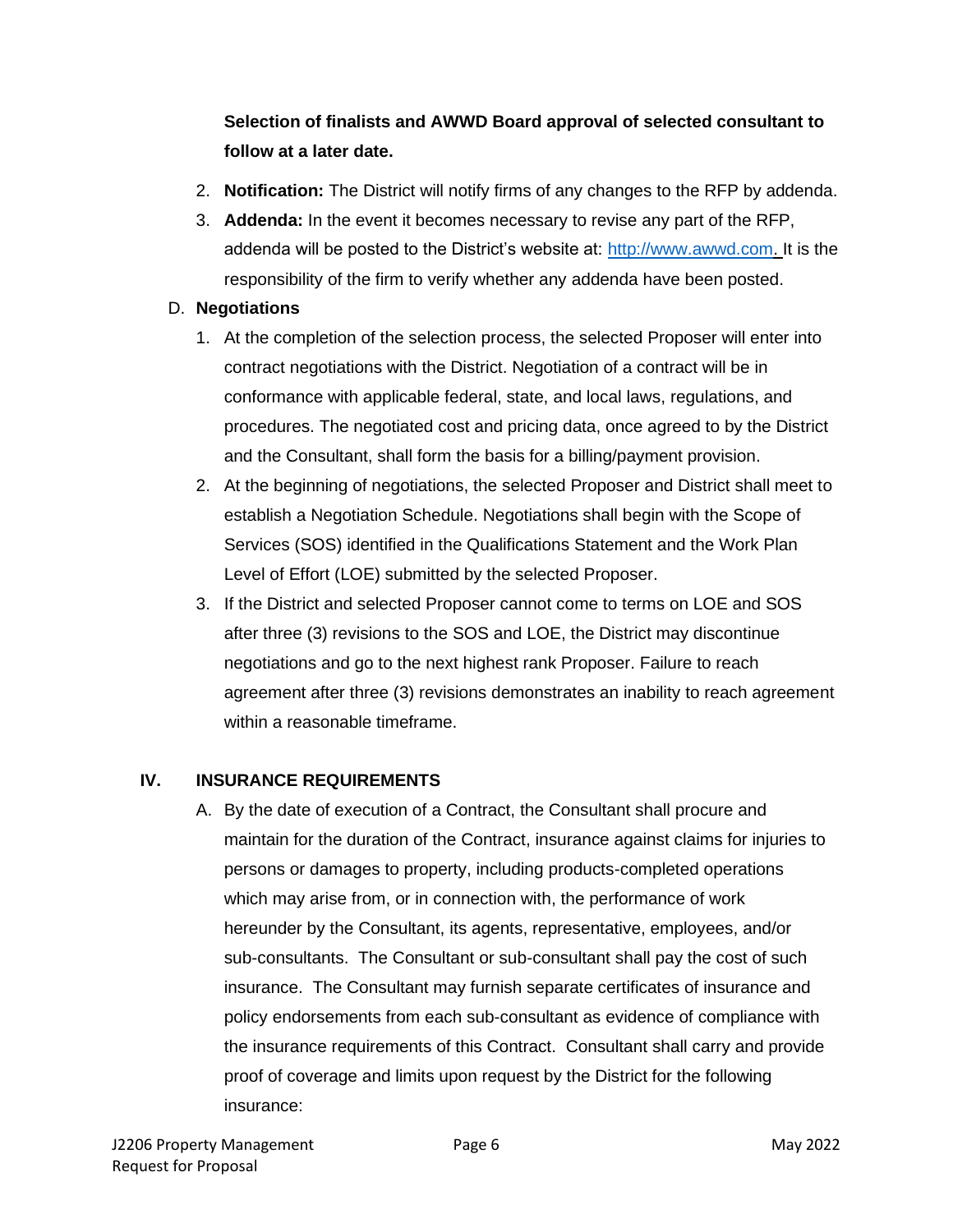**Selection of finalists and AWWD Board approval of selected consultant to follow at a later date.**

2. **Notification:** The District will notify firms of any changes to the RFP by addenda.
3. **Addenda:** In the event it becomes necessary to revise any part of the RFP, addenda will be posted to the District's website at: [http://www.awwd.com](http://www.awwd.com). It is the responsibility of the firm to verify whether any addenda have been posted.

D. **Negotiations**

1. At the completion of the selection process, the selected Proposer will enter into contract negotiations with the District. Negotiation of a contract will be in conformance with applicable federal, state, and local laws, regulations, and procedures. The negotiated cost and pricing data, once agreed to by the District and the Consultant, shall form the basis for a billing/payment provision.
2. At the beginning of negotiations, the selected Proposer and District shall meet to establish a Negotiation Schedule. Negotiations shall begin with the Scope of Services (SOS) identified in the Qualifications Statement and the Work Plan Level of Effort (LOE) submitted by the selected Proposer.
3. If the District and selected Proposer cannot come to terms on LOE and SOS after three (3) revisions to the SOS and LOE, the District may discontinue negotiations and go to the next highest rank Proposer. Failure to reach agreement after three (3) revisions demonstrates an inability to reach agreement within a reasonable timeframe.

## IV. INSURANCE REQUIREMENTS

A. By the date of execution of a Contract, the Consultant shall procure and maintain for the duration of the Contract, insurance against claims for injuries to persons or damages to property, including products-completed operations which may arise from, or in connection with, the performance of work hereunder by the Consultant, its agents, representative, employees, and/or sub-consultants. The Consultant or sub-consultant shall pay the cost of such insurance. The Consultant may furnish separate certificates of insurance and policy endorsements from each sub-consultant as evidence of compliance with the insurance requirements of this Contract. Consultant shall carry and provide proof of coverage and limits upon request by the District for the following insurance: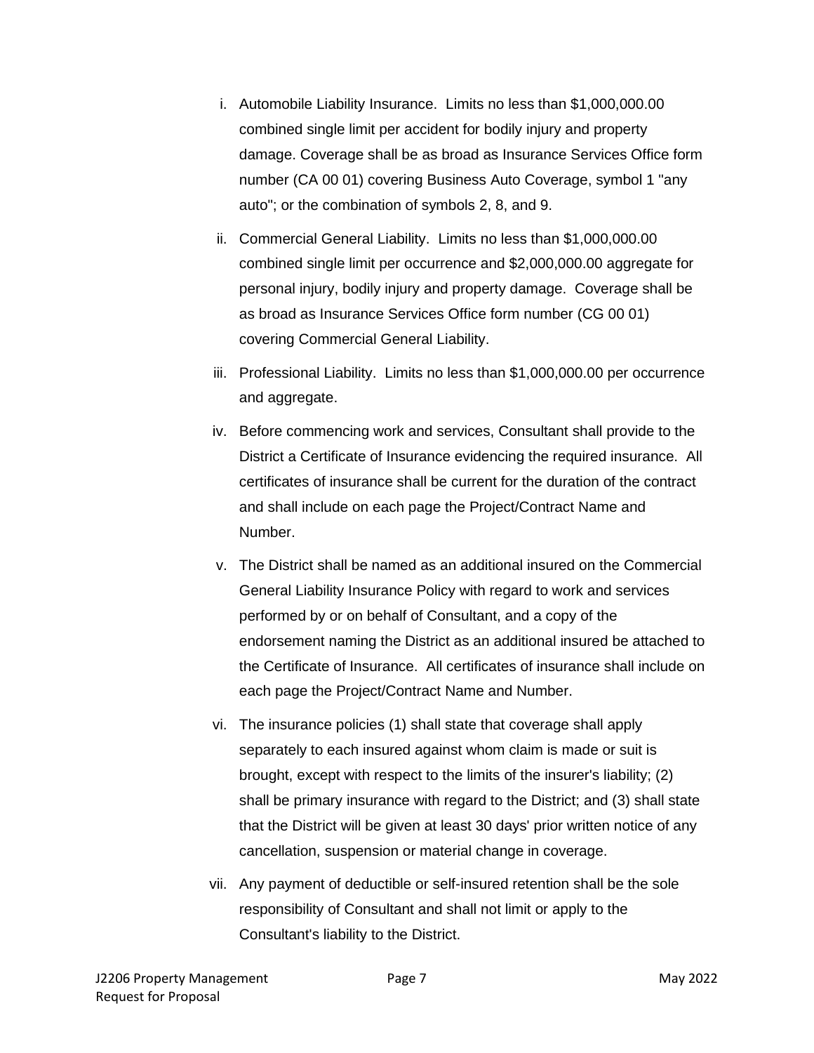i. Automobile Liability Insurance. Limits no less than $1,000,000.00 combined single limit per accident for bodily injury and property damage. Coverage shall be as broad as Insurance Services Office form number (CA 00 01) covering Business Auto Coverage, symbol 1 "any auto"; or the combination of symbols 2, 8, and 9.

ii. Commercial General Liability. Limits no less than $1,000,000.00 combined single limit per occurrence and $2,000,000.00 aggregate for personal injury, bodily injury and property damage. Coverage shall be as broad as Insurance Services Office form number (CG 00 01) covering Commercial General Liability.

iii. Professional Liability. Limits no less than $1,000,000.00 per occurrence and aggregate.

iv. Before commencing work and services, Consultant shall provide to the District a Certificate of Insurance evidencing the required insurance. All certificates of insurance shall be current for the duration of the contract and shall include on each page the Project/Contract Name and Number.

v. The District shall be named as an additional insured on the Commercial General Liability Insurance Policy with regard to work and services performed by or on behalf of Consultant, and a copy of the endorsement naming the District as an additional insured be attached to the Certificate of Insurance. All certificates of insurance shall include on each page the Project/Contract Name and Number.

vi. The insurance policies (1) shall state that coverage shall apply separately to each insured against whom claim is made or suit is brought, except with respect to the limits of the insurer's liability; (2) shall be primary insurance with regard to the District; and (3) shall state that the District will be given at least 30 days' prior written notice of any cancellation, suspension or material change in coverage.

vii. Any payment of deductible or self-insured retention shall be the sole responsibility of Consultant and shall not limit or apply to the Consultant's liability to the District.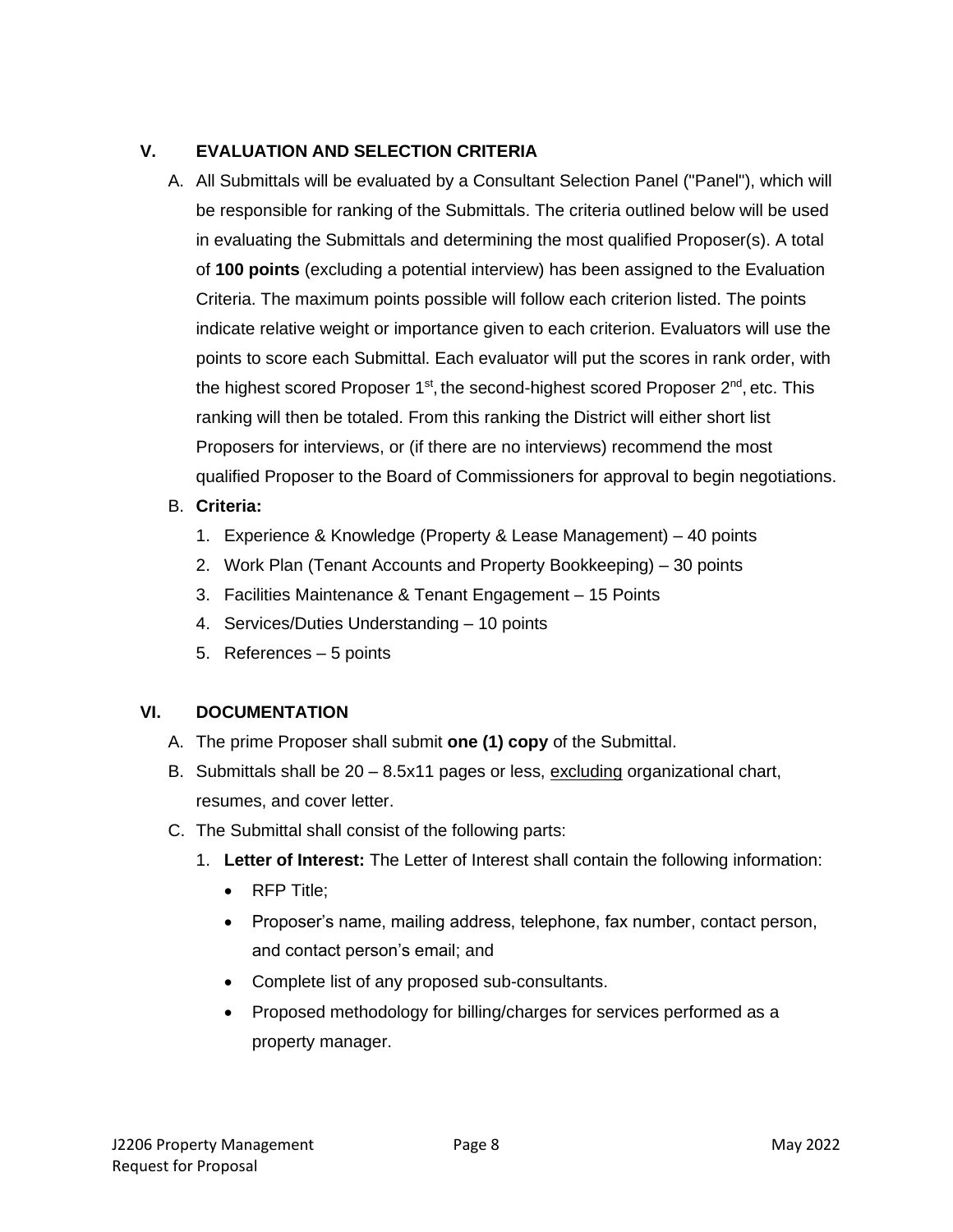## V. EVALUATION AND SELECTION CRITERIA

A. All Submittals will be evaluated by a Consultant Selection Panel ("Panel"), which will be responsible for ranking of the Submittals. The criteria outlined below will be used in evaluating the Submittals and determining the most qualified Proposer(s). A total of **100 points** (excluding a potential interview) has been assigned to the Evaluation Criteria. The maximum points possible will follow each criterion listed. The points indicate relative weight or importance given to each criterion. Evaluators will use the points to score each Submittal. Each evaluator will put the scores in rank order, with the highest scored Proposer 1st, the second-highest scored Proposer 2nd, etc. This ranking will then be totaled. From this ranking the District will either short list Proposers for interviews, or (if there are no interviews) recommend the most qualified Proposer to the Board of Commissioners for approval to begin negotiations.

B. **Criteria:**
   1. Experience & Knowledge (Property & Lease Management) – 40 points
   2. Work Plan (Tenant Accounts and Property Bookkeeping) – 30 points
   3. Facilities Maintenance & Tenant Engagement – 15 Points
   4. Services/Duties Understanding – 10 points
   5. References – 5 points

## VI. DOCUMENTATION

A. The prime Proposer shall submit **one (1) copy** of the Submittal.

B. Submittals shall be 20 – 8.5x11 pages or less, <u>excluding</u> organizational chart, resumes, and cover letter.

C. The Submittal shall consist of the following parts:
   1. **Letter of Interest:** The Letter of Interest shall contain the following information:
      - RFP Title;
      - Proposer's name, mailing address, telephone, fax number, contact person, and contact person's email; and
      - Complete list of any proposed sub-consultants.
      - Proposed methodology for billing/charges for services performed as a property manager.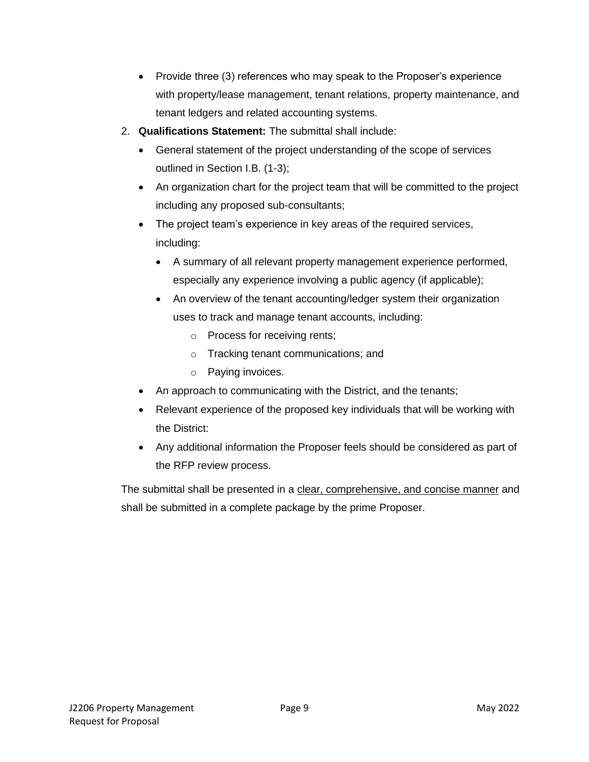- Provide three (3) references who may speak to the Proposer's experience with property/lease management, tenant relations, property maintenance, and tenant ledgers and related accounting systems.

2. **Qualifications Statement:** The submittal shall include:
   - General statement of the project understanding of the scope of services outlined in Section I.B. (1-3);
   - An organization chart for the project team that will be committed to the project including any proposed sub-consultants;
   - The project team's experience in key areas of the required services, including:
     - A summary of all relevant property management experience performed, especially any experience involving a public agency (if applicable);
     - An overview of the tenant accounting/ledger system their organization uses to track and manage tenant accounts, including:
       - Process for receiving rents;
       - Tracking tenant communications; and
       - Paying invoices.
   - An approach to communicating with the District, and the tenants;
   - Relevant experience of the proposed key individuals that will be working with the District:
   - Any additional information the Proposer feels should be considered as part of the RFP review process.

The submittal shall be presented in a <u>clear, comprehensive, and concise manner</u> and shall be submitted in a complete package by the prime Proposer.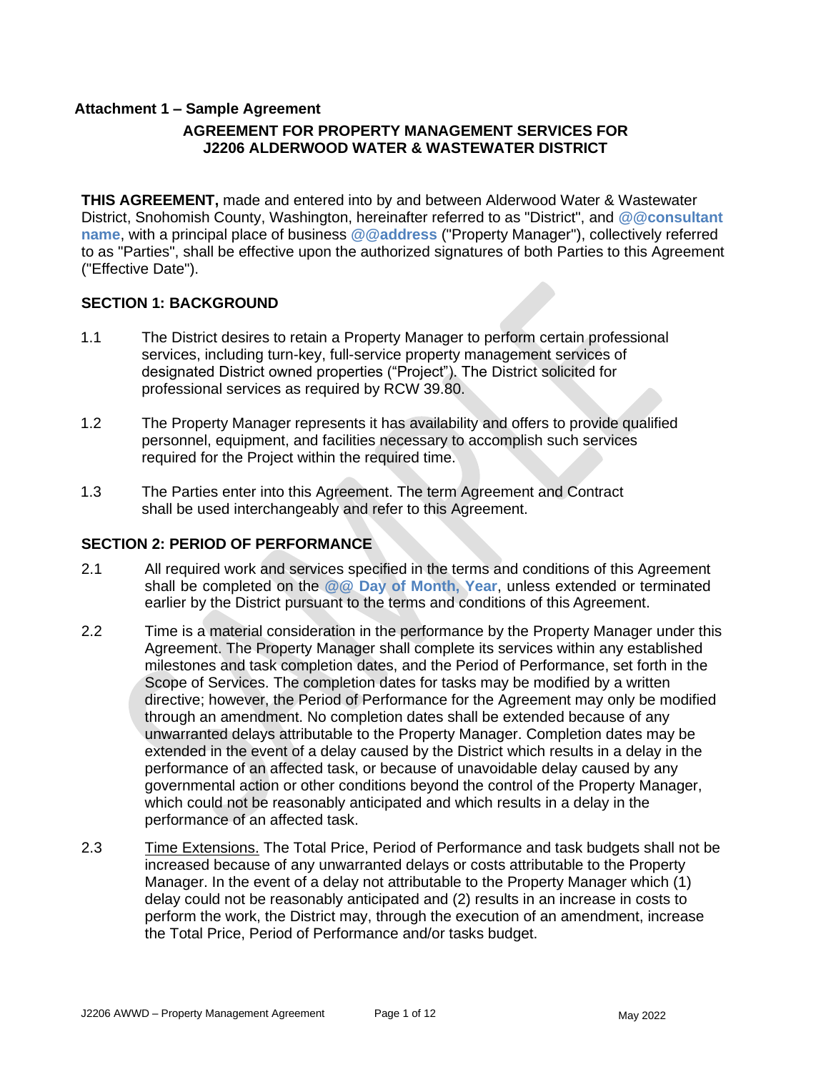**Attachment 1 – Sample Agreement**

## AGREEMENT FOR PROPERTY MANAGEMENT SERVICES FOR J2206 ALDERWOOD WATER & WASTEWATER DISTRICT

**THIS AGREEMENT,** made and entered into by and between Alderwood Water & Wastewater District, Snohomish County, Washington, hereinafter referred to as "District", and **@@consultant name**, with a principal place of business **@@address** ("Property Manager"), collectively referred to as "Parties", shall be effective upon the authorized signatures of both Parties to this Agreement ("Effective Date").

### SECTION 1: BACKGROUND

1.1 The District desires to retain a Property Manager to perform certain professional services, including turn-key, full-service property management services of designated District owned properties ("Project"). The District solicited for professional services as required by RCW 39.80.

1.2 The Property Manager represents it has availability and offers to provide qualified personnel, equipment, and facilities necessary to accomplish such services required for the Project within the required time.

1.3 The Parties enter into this Agreement. The term Agreement and Contract shall be used interchangeably and refer to this Agreement.

### SECTION 2: PERIOD OF PERFORMANCE

2.1 All required work and services specified in the terms and conditions of this Agreement shall be completed on the **@@ Day of Month, Year**, unless extended or terminated earlier by the District pursuant to the terms and conditions of this Agreement.

2.2 Time is a material consideration in the performance by the Property Manager under this Agreement. The Property Manager shall complete its services within any established milestones and task completion dates, and the Period of Performance, set forth in the Scope of Services. The completion dates for tasks may be modified by a written directive; however, the Period of Performance for the Agreement may only be modified through an amendment. No completion dates shall be extended because of any unwarranted delays attributable to the Property Manager. Completion dates may be extended in the event of a delay caused by the District which results in a delay in the performance of an affected task, or because of unavoidable delay caused by any governmental action or other conditions beyond the control of the Property Manager, which could not be reasonably anticipated and which results in a delay in the performance of an affected task.

2.3 Time Extensions. The Total Price, Period of Performance and task budgets shall not be increased because of any unwarranted delays or costs attributable to the Property Manager. In the event of a delay not attributable to the Property Manager which (1) delay could not be reasonably anticipated and (2) results in an increase in costs to perform the work, the District may, through the execution of an amendment, increase the Total Price, Period of Performance and/or tasks budget.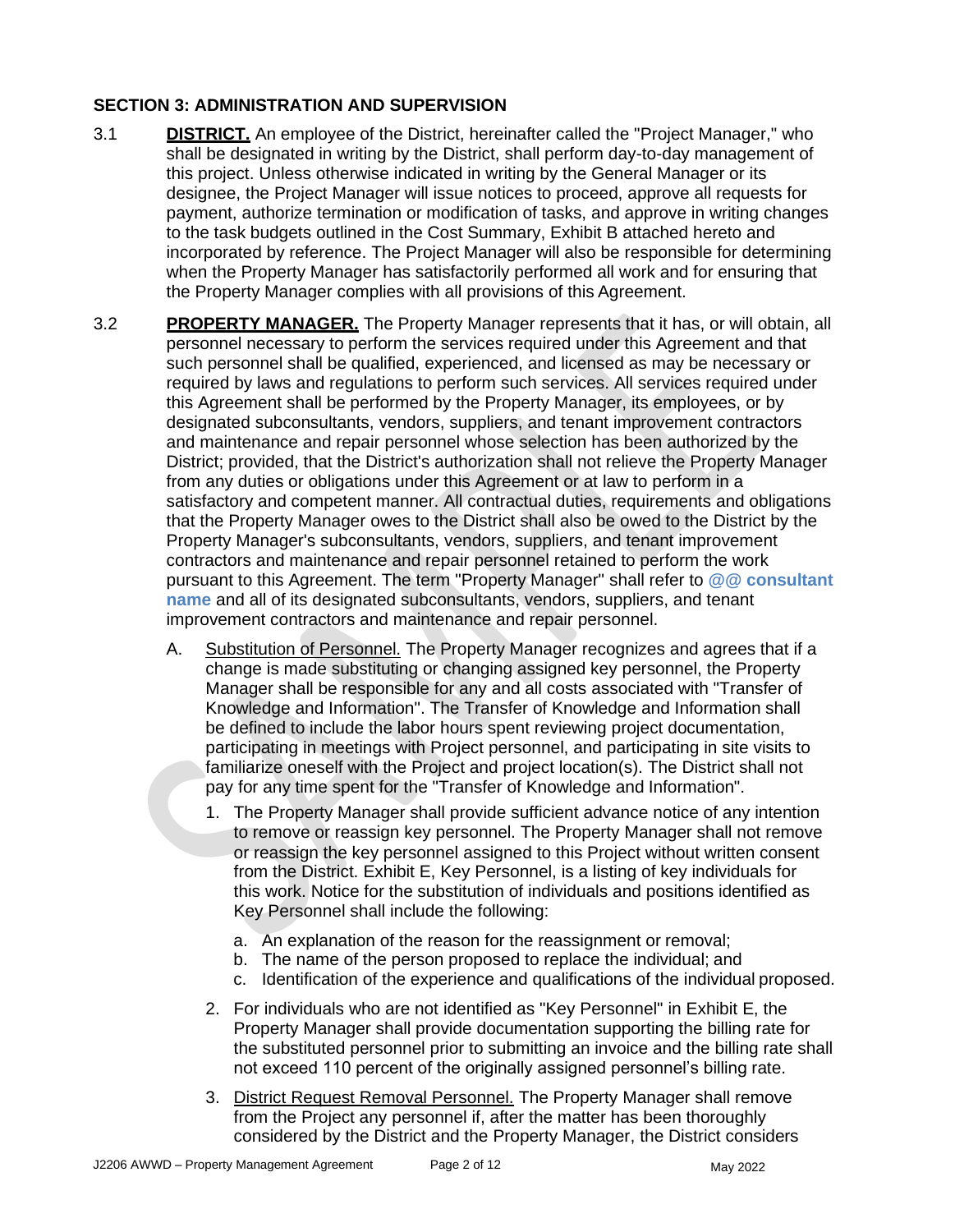## SECTION 3: ADMINISTRATION AND SUPERVISION

3.1 **DISTRICT.** An employee of the District, hereinafter called the "Project Manager," who shall be designated in writing by the District, shall perform day-to-day management of this project. Unless otherwise indicated in writing by the General Manager or its designee, the Project Manager will issue notices to proceed, approve all requests for payment, authorize termination or modification of tasks, and approve in writing changes to the task budgets outlined in the Cost Summary, Exhibit B attached hereto and incorporated by reference. The Project Manager will also be responsible for determining when the Property Manager has satisfactorily performed all work and for ensuring that the Property Manager complies with all provisions of this Agreement.

3.2 **PROPERTY MANAGER.** The Property Manager represents that it has, or will obtain, all personnel necessary to perform the services required under this Agreement and that such personnel shall be qualified, experienced, and licensed as may be necessary or required by laws and regulations to perform such services. All services required under this Agreement shall be performed by the Property Manager, its employees, or by designated subconsultants, vendors, suppliers, and tenant improvement contractors and maintenance and repair personnel whose selection has been authorized by the District; provided, that the District's authorization shall not relieve the Property Manager from any duties or obligations under this Agreement or at law to perform in a satisfactory and competent manner. All contractual duties, requirements and obligations that the Property Manager owes to the District shall also be owed to the District by the Property Manager's subconsultants, vendors, suppliers, and tenant improvement contractors and maintenance and repair personnel retained to perform the work pursuant to this Agreement. The term "Property Manager" shall refer to **@@ consultant name** and all of its designated subconsultants, vendors, suppliers, and tenant improvement contractors and maintenance and repair personnel.

A. Substitution of Personnel. The Property Manager recognizes and agrees that if a change is made substituting or changing assigned key personnel, the Property Manager shall be responsible for any and all costs associated with "Transfer of Knowledge and Information". The Transfer of Knowledge and Information shall be defined to include the labor hours spent reviewing project documentation, participating in meetings with Project personnel, and participating in site visits to familiarize oneself with the Project and project location(s). The District shall not pay for any time spent for the "Transfer of Knowledge and Information".

1. The Property Manager shall provide sufficient advance notice of any intention to remove or reassign key personnel. The Property Manager shall not remove or reassign the key personnel assigned to this Project without written consent from the District. Exhibit E, Key Personnel, is a listing of key individuals for this work. Notice for the substitution of individuals and positions identified as Key Personnel shall include the following:

   a. An explanation of the reason for the reassignment or removal;
   b. The name of the person proposed to replace the individual; and
   c. Identification of the experience and qualifications of the individual proposed.

2. For individuals who are not identified as "Key Personnel" in Exhibit E, the Property Manager shall provide documentation supporting the billing rate for the substituted personnel prior to submitting an invoice and the billing rate shall not exceed 110 percent of the originally assigned personnel's billing rate.

3. District Request Removal Personnel. The Property Manager shall remove from the Project any personnel if, after the matter has been thoroughly considered by the District and the Property Manager, the District considers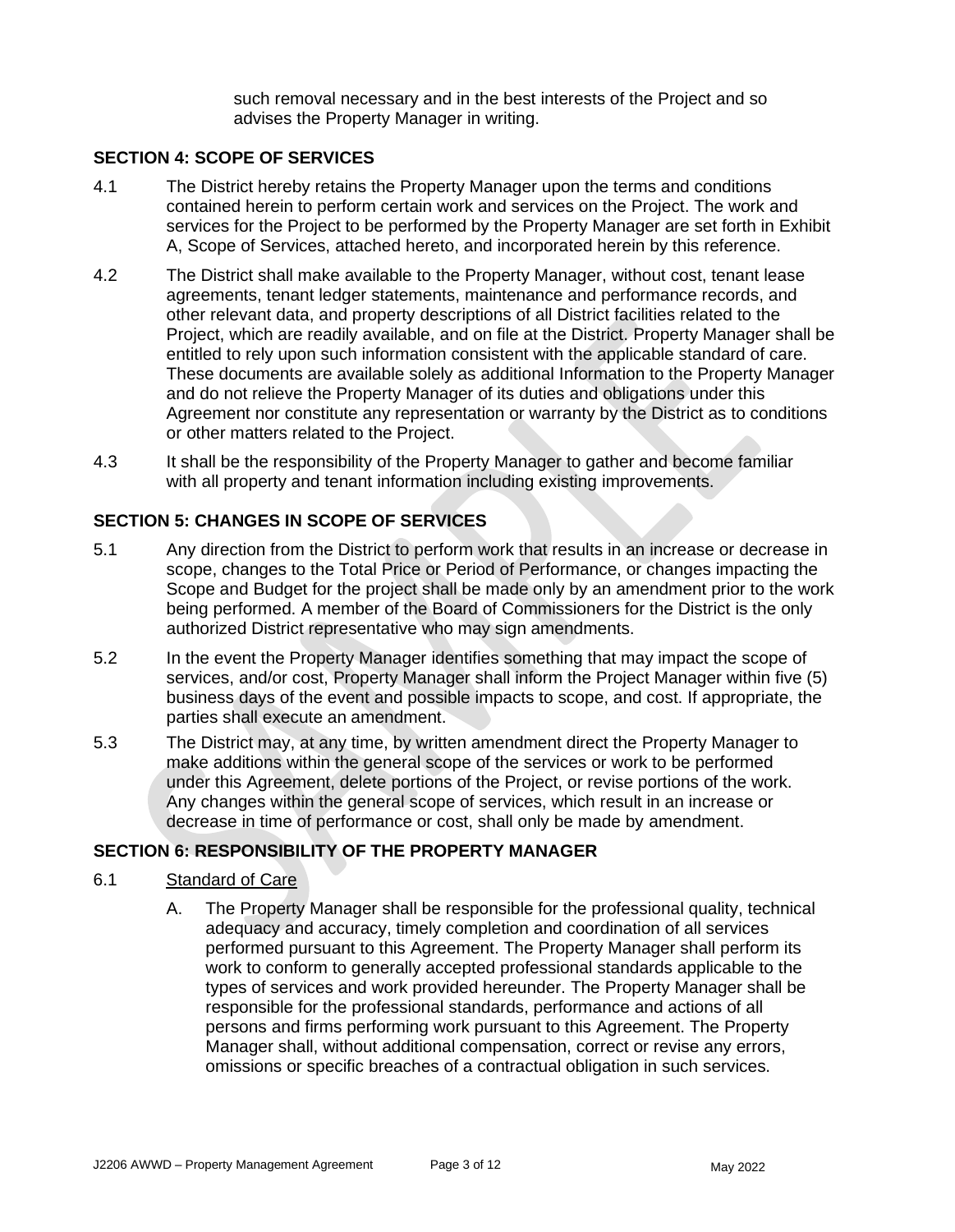such removal necessary and in the best interests of the Project and so advises the Property Manager in writing.

## SECTION 4: SCOPE OF SERVICES

4.1 The District hereby retains the Property Manager upon the terms and conditions contained herein to perform certain work and services on the Project. The work and services for the Project to be performed by the Property Manager are set forth in Exhibit A, Scope of Services, attached hereto, and incorporated herein by this reference.

4.2 The District shall make available to the Property Manager, without cost, tenant lease agreements, tenant ledger statements, maintenance and performance records, and other relevant data, and property descriptions of all District facilities related to the Project, which are readily available, and on file at the District. Property Manager shall be entitled to rely upon such information consistent with the applicable standard of care. These documents are available solely as additional Information to the Property Manager and do not relieve the Property Manager of its duties and obligations under this Agreement nor constitute any representation or warranty by the District as to conditions or other matters related to the Project.

4.3 It shall be the responsibility of the Property Manager to gather and become familiar with all property and tenant information including existing improvements.

## SECTION 5: CHANGES IN SCOPE OF SERVICES

5.1 Any direction from the District to perform work that results in an increase or decrease in scope, changes to the Total Price or Period of Performance, or changes impacting the Scope and Budget for the project shall be made only by an amendment prior to the work being performed. A member of the Board of Commissioners for the District is the only authorized District representative who may sign amendments.

5.2 In the event the Property Manager identifies something that may impact the scope of services, and/or cost, Property Manager shall inform the Project Manager within five (5) business days of the event and possible impacts to scope, and cost. If appropriate, the parties shall execute an amendment.

5.3 The District may, at any time, by written amendment direct the Property Manager to make additions within the general scope of the services or work to be performed under this Agreement, delete portions of the Project, or revise portions of the work. Any changes within the general scope of services, which result in an increase or decrease in time of performance or cost, shall only be made by amendment.

## SECTION 6: RESPONSIBILITY OF THE PROPERTY MANAGER

6.1 Standard of Care

A. The Property Manager shall be responsible for the professional quality, technical adequacy and accuracy, timely completion and coordination of all services performed pursuant to this Agreement. The Property Manager shall perform its work to conform to generally accepted professional standards applicable to the types of services and work provided hereunder. The Property Manager shall be responsible for the professional standards, performance and actions of all persons and firms performing work pursuant to this Agreement. The Property Manager shall, without additional compensation, correct or revise any errors, omissions or specific breaches of a contractual obligation in such services.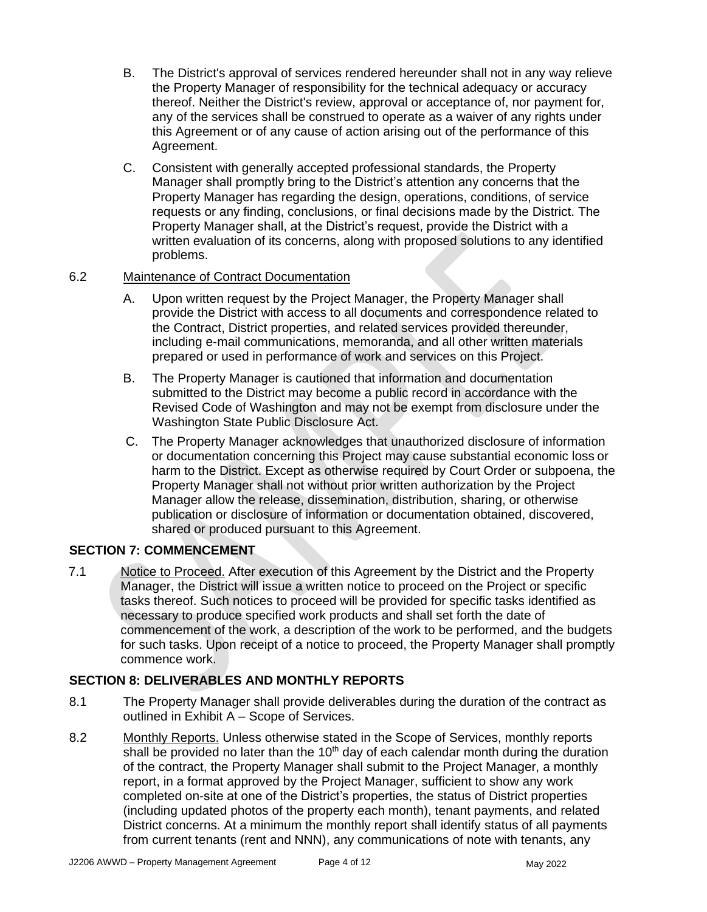B. The District's approval of services rendered hereunder shall not in any way relieve the Property Manager of responsibility for the technical adequacy or accuracy thereof. Neither the District's review, approval or acceptance of, nor payment for, any of the services shall be construed to operate as a waiver of any rights under this Agreement or of any cause of action arising out of the performance of this Agreement.

C. Consistent with generally accepted professional standards, the Property Manager shall promptly bring to the District's attention any concerns that the Property Manager has regarding the design, operations, conditions, of service requests or any finding, conclusions, or final decisions made by the District. The Property Manager shall, at the District's request, provide the District with a written evaluation of its concerns, along with proposed solutions to any identified problems.

6.2 Maintenance of Contract Documentation

A. Upon written request by the Project Manager, the Property Manager shall provide the District with access to all documents and correspondence related to the Contract, District properties, and related services provided thereunder, including e-mail communications, memoranda, and all other written materials prepared or used in performance of work and services on this Project.

B. The Property Manager is cautioned that information and documentation submitted to the District may become a public record in accordance with the Revised Code of Washington and may not be exempt from disclosure under the Washington State Public Disclosure Act.

C. The Property Manager acknowledges that unauthorized disclosure of information or documentation concerning this Project may cause substantial economic loss or harm to the District. Except as otherwise required by Court Order or subpoena, the Property Manager shall not without prior written authorization by the Project Manager allow the release, dissemination, distribution, sharing, or otherwise publication or disclosure of information or documentation obtained, discovered, shared or produced pursuant to this Agreement.

## SECTION 7: COMMENCEMENT

7.1 Notice to Proceed. After execution of this Agreement by the District and the Property Manager, the District will issue a written notice to proceed on the Project or specific tasks thereof. Such notices to proceed will be provided for specific tasks identified as necessary to produce specified work products and shall set forth the date of commencement of the work, a description of the work to be performed, and the budgets for such tasks. Upon receipt of a notice to proceed, the Property Manager shall promptly commence work.

## SECTION 8: DELIVERABLES AND MONTHLY REPORTS

8.1 The Property Manager shall provide deliverables during the duration of the contract as outlined in Exhibit A – Scope of Services.

8.2 Monthly Reports. Unless otherwise stated in the Scope of Services, monthly reports shall be provided no later than the 10th day of each calendar month during the duration of the contract, the Property Manager shall submit to the Project Manager, a monthly report, in a format approved by the Project Manager, sufficient to show any work completed on-site at one of the District's properties, the status of District properties (including updated photos of the property each month), tenant payments, and related District concerns. At a minimum the monthly report shall identify status of all payments from current tenants (rent and NNN), any communications of note with tenants, any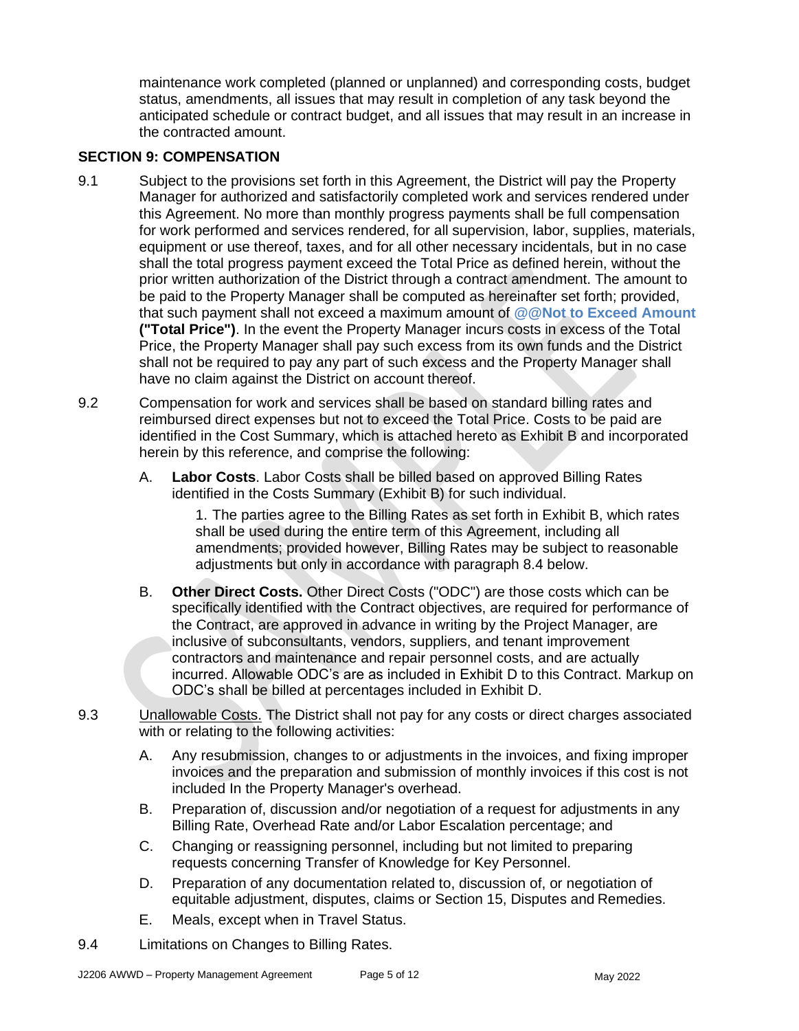maintenance work completed (planned or unplanned) and corresponding costs, budget status, amendments, all issues that may result in completion of any task beyond the anticipated schedule or contract budget, and all issues that may result in an increase in the contracted amount.

## SECTION 9: COMPENSATION

9.1 Subject to the provisions set forth in this Agreement, the District will pay the Property Manager for authorized and satisfactorily completed work and services rendered under this Agreement. No more than monthly progress payments shall be full compensation for work performed and services rendered, for all supervision, labor, supplies, materials, equipment or use thereof, taxes, and for all other necessary incidentals, but in no case shall the total progress payment exceed the Total Price as defined herein, without the prior written authorization of the District through a contract amendment. The amount to be paid to the Property Manager shall be computed as hereinafter set forth; provided, that such payment shall not exceed a maximum amount of **@@Not to Exceed Amount ("Total Price")**. In the event the Property Manager incurs costs in excess of the Total Price, the Property Manager shall pay such excess from its own funds and the District shall not be required to pay any part of such excess and the Property Manager shall have no claim against the District on account thereof.

9.2 Compensation for work and services shall be based on standard billing rates and reimbursed direct expenses but not to exceed the Total Price. Costs to be paid are identified in the Cost Summary, which is attached hereto as Exhibit B and incorporated herein by this reference, and comprise the following:

A. **Labor Costs**. Labor Costs shall be billed based on approved Billing Rates identified in the Costs Summary (Exhibit B) for such individual.

1. The parties agree to the Billing Rates as set forth in Exhibit B, which rates shall be used during the entire term of this Agreement, including all amendments; provided however, Billing Rates may be subject to reasonable adjustments but only in accordance with paragraph 8.4 below.

B. **Other Direct Costs.** Other Direct Costs ("ODC") are those costs which can be specifically identified with the Contract objectives, are required for performance of the Contract, are approved in advance in writing by the Project Manager, are inclusive of subconsultants, vendors, suppliers, and tenant improvement contractors and maintenance and repair personnel costs, and are actually incurred. Allowable ODC's are as included in Exhibit D to this Contract. Markup on ODC's shall be billed at percentages included in Exhibit D.

9.3 Unallowable Costs. The District shall not pay for any costs or direct charges associated with or relating to the following activities:

A. Any resubmission, changes to or adjustments in the invoices, and fixing improper invoices and the preparation and submission of monthly invoices if this cost is not included In the Property Manager's overhead.

B. Preparation of, discussion and/or negotiation of a request for adjustments in any Billing Rate, Overhead Rate and/or Labor Escalation percentage; and

C. Changing or reassigning personnel, including but not limited to preparing requests concerning Transfer of Knowledge for Key Personnel.

D. Preparation of any documentation related to, discussion of, or negotiation of equitable adjustment, disputes, claims or Section 15, Disputes and Remedies.

E. Meals, except when in Travel Status.

9.4 Limitations on Changes to Billing Rates.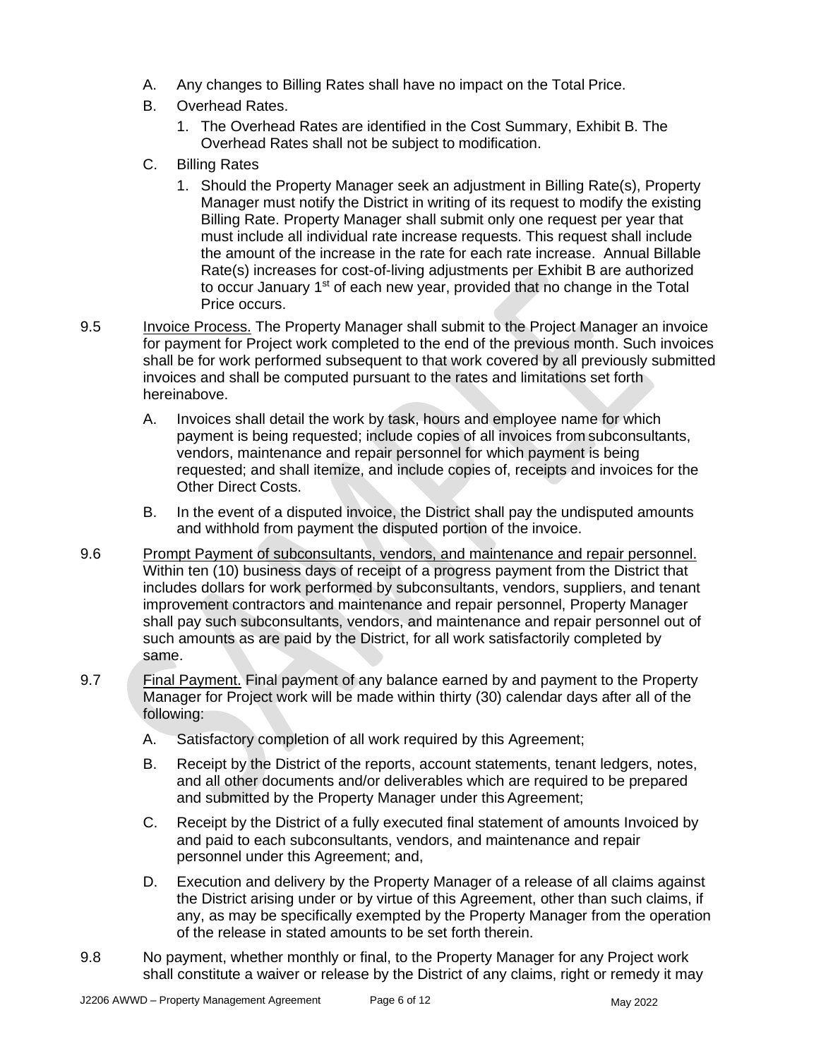A. Any changes to Billing Rates shall have no impact on the Total Price.

B. Overhead Rates.

1. The Overhead Rates are identified in the Cost Summary, Exhibit B. The Overhead Rates shall not be subject to modification.

C. Billing Rates

1. Should the Property Manager seek an adjustment in Billing Rate(s), Property Manager must notify the District in writing of its request to modify the existing Billing Rate. Property Manager shall submit only one request per year that must include all individual rate increase requests. This request shall include the amount of the increase in the rate for each rate increase. Annual Billable Rate(s) increases for cost-of-living adjustments per Exhibit B are authorized to occur January 1st of each new year, provided that no change in the Total Price occurs.

9.5 Invoice Process. The Property Manager shall submit to the Project Manager an invoice for payment for Project work completed to the end of the previous month. Such invoices shall be for work performed subsequent to that work covered by all previously submitted invoices and shall be computed pursuant to the rates and limitations set forth hereinabove.

A. Invoices shall detail the work by task, hours and employee name for which payment is being requested; include copies of all invoices from subconsultants, vendors, maintenance and repair personnel for which payment is being requested; and shall itemize, and include copies of, receipts and invoices for the Other Direct Costs.

B. In the event of a disputed invoice, the District shall pay the undisputed amounts and withhold from payment the disputed portion of the invoice.

9.6 Prompt Payment of subconsultants, vendors, and maintenance and repair personnel. Within ten (10) business days of receipt of a progress payment from the District that includes dollars for work performed by subconsultants, vendors, suppliers, and tenant improvement contractors and maintenance and repair personnel, Property Manager shall pay such subconsultants, vendors, and maintenance and repair personnel out of such amounts as are paid by the District, for all work satisfactorily completed by same.

9.7 Final Payment. Final payment of any balance earned by and payment to the Property Manager for Project work will be made within thirty (30) calendar days after all of the following:

A. Satisfactory completion of all work required by this Agreement;

B. Receipt by the District of the reports, account statements, tenant ledgers, notes, and all other documents and/or deliverables which are required to be prepared and submitted by the Property Manager under this Agreement;

C. Receipt by the District of a fully executed final statement of amounts Invoiced by and paid to each subconsultants, vendors, and maintenance and repair personnel under this Agreement; and,

D. Execution and delivery by the Property Manager of a release of all claims against the District arising under or by virtue of this Agreement, other than such claims, if any, as may be specifically exempted by the Property Manager from the operation of the release in stated amounts to be set forth therein.

9.8 No payment, whether monthly or final, to the Property Manager for any Project work shall constitute a waiver or release by the District of any claims, right or remedy it may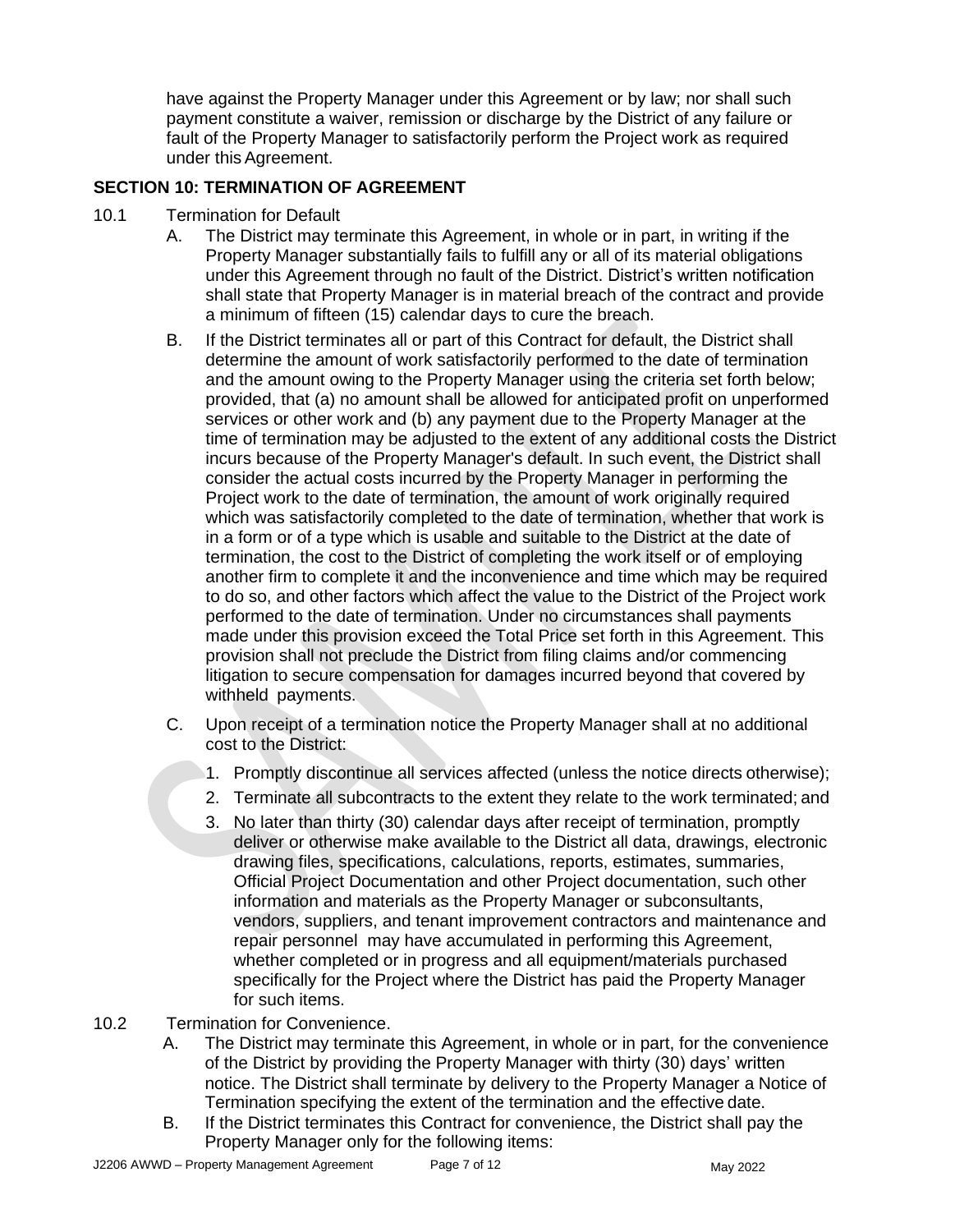have against the Property Manager under this Agreement or by law; nor shall such payment constitute a waiver, remission or discharge by the District of any failure or fault of the Property Manager to satisfactorily perform the Project work as required under this Agreement.

## SECTION 10: TERMINATION OF AGREEMENT

10.1 Termination for Default

A. The District may terminate this Agreement, in whole or in part, in writing if the Property Manager substantially fails to fulfill any or all of its material obligations under this Agreement through no fault of the District. District's written notification shall state that Property Manager is in material breach of the contract and provide a minimum of fifteen (15) calendar days to cure the breach.

B. If the District terminates all or part of this Contract for default, the District shall determine the amount of work satisfactorily performed to the date of termination and the amount owing to the Property Manager using the criteria set forth below; provided, that (a) no amount shall be allowed for anticipated profit on unperformed services or other work and (b) any payment due to the Property Manager at the time of termination may be adjusted to the extent of any additional costs the District incurs because of the Property Manager's default. In such event, the District shall consider the actual costs incurred by the Property Manager in performing the Project work to the date of termination, the amount of work originally required which was satisfactorily completed to the date of termination, whether that work is in a form or of a type which is usable and suitable to the District at the date of termination, the cost to the District of completing the work itself or of employing another firm to complete it and the inconvenience and time which may be required to do so, and other factors which affect the value to the District of the Project work performed to the date of termination. Under no circumstances shall payments made under this provision exceed the Total Price set forth in this Agreement. This provision shall not preclude the District from filing claims and/or commencing litigation to secure compensation for damages incurred beyond that covered by withheld payments.

C. Upon receipt of a termination notice the Property Manager shall at no additional cost to the District:

1. Promptly discontinue all services affected (unless the notice directs otherwise);
2. Terminate all subcontracts to the extent they relate to the work terminated; and
3. No later than thirty (30) calendar days after receipt of termination, promptly deliver or otherwise make available to the District all data, drawings, electronic drawing files, specifications, calculations, reports, estimates, summaries, Official Project Documentation and other Project documentation, such other information and materials as the Property Manager or subconsultants, vendors, suppliers, and tenant improvement contractors and maintenance and repair personnel may have accumulated in performing this Agreement, whether completed or in progress and all equipment/materials purchased specifically for the Project where the District has paid the Property Manager for such items.

10.2 Termination for Convenience.

A. The District may terminate this Agreement, in whole or in part, for the convenience of the District by providing the Property Manager with thirty (30) days' written notice. The District shall terminate by delivery to the Property Manager a Notice of Termination specifying the extent of the termination and the effective date.

B. If the District terminates this Contract for convenience, the District shall pay the Property Manager only for the following items: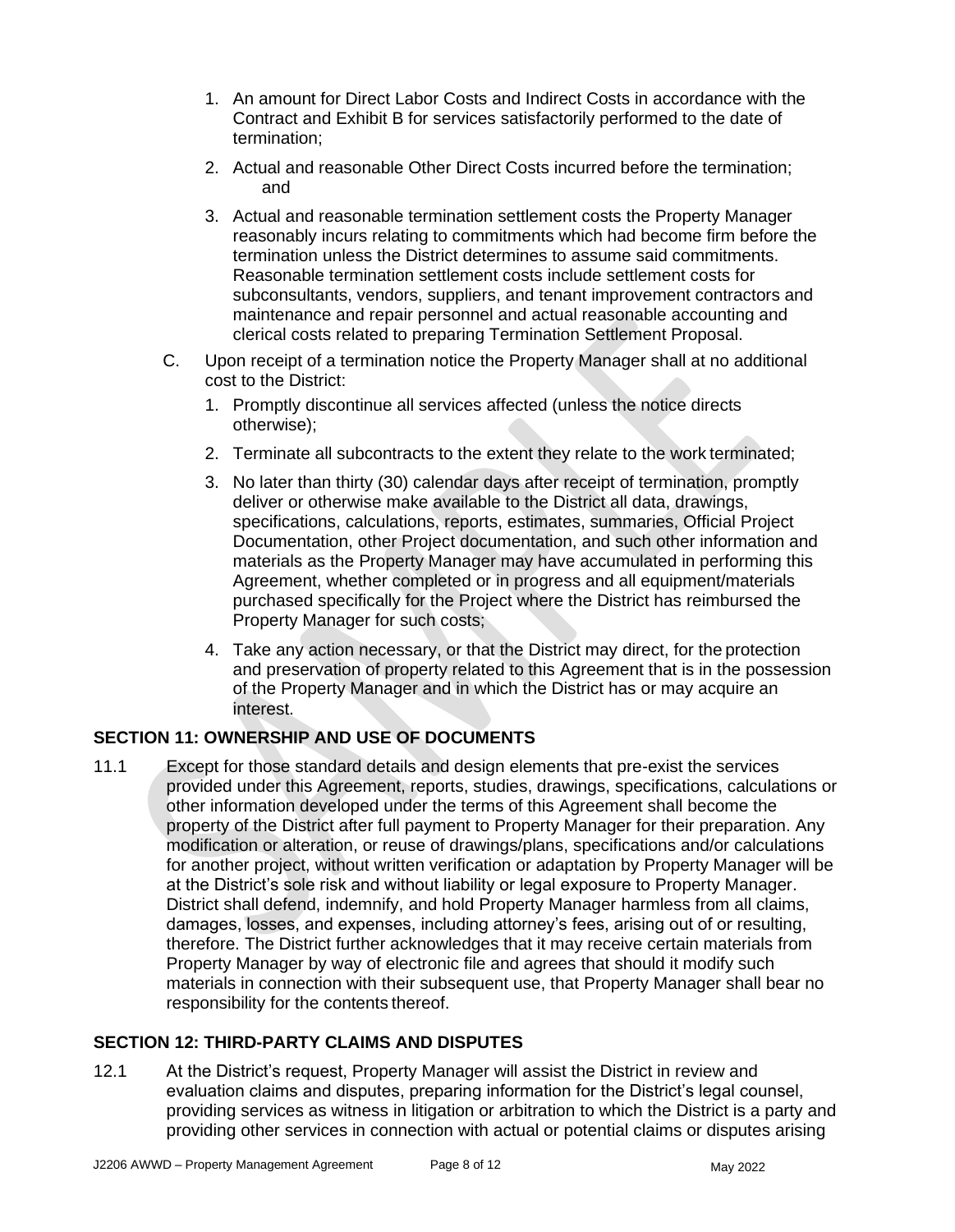1. An amount for Direct Labor Costs and Indirect Costs in accordance with the Contract and Exhibit B for services satisfactorily performed to the date of termination;
2. Actual and reasonable Other Direct Costs incurred before the termination; and
3. Actual and reasonable termination settlement costs the Property Manager reasonably incurs relating to commitments which had become firm before the termination unless the District determines to assume said commitments. Reasonable termination settlement costs include settlement costs for subconsultants, vendors, suppliers, and tenant improvement contractors and maintenance and repair personnel and actual reasonable accounting and clerical costs related to preparing Termination Settlement Proposal.

C. Upon receipt of a termination notice the Property Manager shall at no additional cost to the District:

1. Promptly discontinue all services affected (unless the notice directs otherwise);
2. Terminate all subcontracts to the extent they relate to the work terminated;
3. No later than thirty (30) calendar days after receipt of termination, promptly deliver or otherwise make available to the District all data, drawings, specifications, calculations, reports, estimates, summaries, Official Project Documentation, other Project documentation, and such other information and materials as the Property Manager may have accumulated in performing this Agreement, whether completed or in progress and all equipment/materials purchased specifically for the Project where the District has reimbursed the Property Manager for such costs;
4. Take any action necessary, or that the District may direct, for the protection and preservation of property related to this Agreement that is in the possession of the Property Manager and in which the District has or may acquire an interest.

## SECTION 11: OWNERSHIP AND USE OF DOCUMENTS

11.1 Except for those standard details and design elements that pre-exist the services provided under this Agreement, reports, studies, drawings, specifications, calculations or other information developed under the terms of this Agreement shall become the property of the District after full payment to Property Manager for their preparation. Any modification or alteration, or reuse of drawings/plans, specifications and/or calculations for another project, without written verification or adaptation by Property Manager will be at the District's sole risk and without liability or legal exposure to Property Manager. District shall defend, indemnify, and hold Property Manager harmless from all claims, damages, losses, and expenses, including attorney's fees, arising out of or resulting, therefore. The District further acknowledges that it may receive certain materials from Property Manager by way of electronic file and agrees that should it modify such materials in connection with their subsequent use, that Property Manager shall bear no responsibility for the contents thereof.

## SECTION 12: THIRD-PARTY CLAIMS AND DISPUTES

12.1 At the District's request, Property Manager will assist the District in review and evaluation claims and disputes, preparing information for the District's legal counsel, providing services as witness in litigation or arbitration to which the District is a party and providing other services in connection with actual or potential claims or disputes arising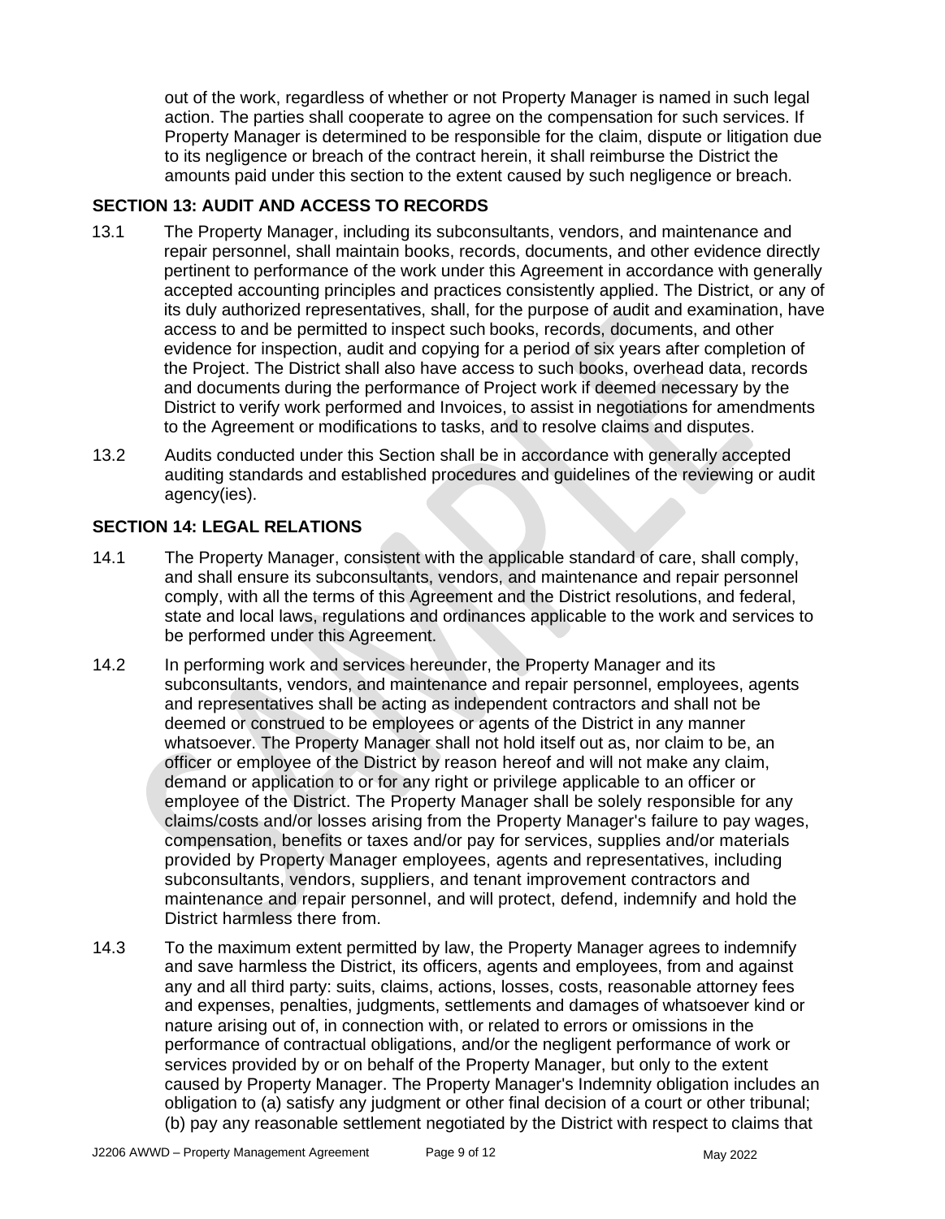out of the work, regardless of whether or not Property Manager is named in such legal action. The parties shall cooperate to agree on the compensation for such services. If Property Manager is determined to be responsible for the claim, dispute or litigation due to its negligence or breach of the contract herein, it shall reimburse the District the amounts paid under this section to the extent caused by such negligence or breach.

## SECTION 13: AUDIT AND ACCESS TO RECORDS

13.1 The Property Manager, including its subconsultants, vendors, and maintenance and repair personnel, shall maintain books, records, documents, and other evidence directly pertinent to performance of the work under this Agreement in accordance with generally accepted accounting principles and practices consistently applied. The District, or any of its duly authorized representatives, shall, for the purpose of audit and examination, have access to and be permitted to inspect such books, records, documents, and other evidence for inspection, audit and copying for a period of six years after completion of the Project. The District shall also have access to such books, overhead data, records and documents during the performance of Project work if deemed necessary by the District to verify work performed and Invoices, to assist in negotiations for amendments to the Agreement or modifications to tasks, and to resolve claims and disputes.

13.2 Audits conducted under this Section shall be in accordance with generally accepted auditing standards and established procedures and guidelines of the reviewing or audit agency(ies).

## SECTION 14: LEGAL RELATIONS

14.1 The Property Manager, consistent with the applicable standard of care, shall comply, and shall ensure its subconsultants, vendors, and maintenance and repair personnel comply, with all the terms of this Agreement and the District resolutions, and federal, state and local laws, regulations and ordinances applicable to the work and services to be performed under this Agreement.

14.2 In performing work and services hereunder, the Property Manager and its subconsultants, vendors, and maintenance and repair personnel, employees, agents and representatives shall be acting as independent contractors and shall not be deemed or construed to be employees or agents of the District in any manner whatsoever. The Property Manager shall not hold itself out as, nor claim to be, an officer or employee of the District by reason hereof and will not make any claim, demand or application to or for any right or privilege applicable to an officer or employee of the District. The Property Manager shall be solely responsible for any claims/costs and/or losses arising from the Property Manager's failure to pay wages, compensation, benefits or taxes and/or pay for services, supplies and/or materials provided by Property Manager employees, agents and representatives, including subconsultants, vendors, suppliers, and tenant improvement contractors and maintenance and repair personnel, and will protect, defend, indemnify and hold the District harmless there from.

14.3 To the maximum extent permitted by law, the Property Manager agrees to indemnify and save harmless the District, its officers, agents and employees, from and against any and all third party: suits, claims, actions, losses, costs, reasonable attorney fees and expenses, penalties, judgments, settlements and damages of whatsoever kind or nature arising out of, in connection with, or related to errors or omissions in the performance of contractual obligations, and/or the negligent performance of work or services provided by or on behalf of the Property Manager, but only to the extent caused by Property Manager. The Property Manager's Indemnity obligation includes an obligation to (a) satisfy any judgment or other final decision of a court or other tribunal; (b) pay any reasonable settlement negotiated by the District with respect to claims that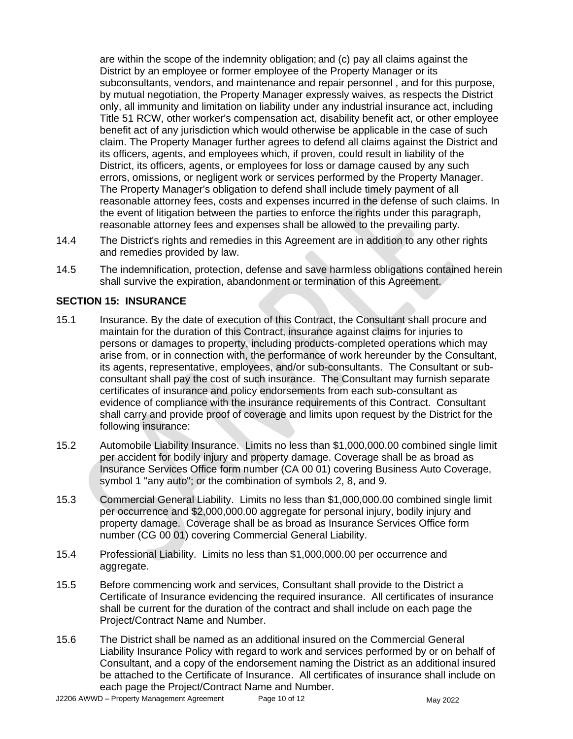are within the scope of the indemnity obligation; and (c) pay all claims against the District by an employee or former employee of the Property Manager or its subconsultants, vendors, and maintenance and repair personnel , and for this purpose, by mutual negotiation, the Property Manager expressly waives, as respects the District only, all immunity and limitation on liability under any industrial insurance act, including Title 51 RCW, other worker's compensation act, disability benefit act, or other employee benefit act of any jurisdiction which would otherwise be applicable in the case of such claim. The Property Manager further agrees to defend all claims against the District and its officers, agents, and employees which, if proven, could result in liability of the District, its officers, agents, or employees for loss or damage caused by any such errors, omissions, or negligent work or services performed by the Property Manager. The Property Manager's obligation to defend shall include timely payment of all reasonable attorney fees, costs and expenses incurred in the defense of such claims. In the event of litigation between the parties to enforce the rights under this paragraph, reasonable attorney fees and expenses shall be allowed to the prevailing party.

14.4 The District's rights and remedies in this Agreement are in addition to any other rights and remedies provided by law.

14.5 The indemnification, protection, defense and save harmless obligations contained herein shall survive the expiration, abandonment or termination of this Agreement.

## SECTION 15: INSURANCE

15.1 Insurance. By the date of execution of this Contract, the Consultant shall procure and maintain for the duration of this Contract, insurance against claims for injuries to persons or damages to property, including products-completed operations which may arise from, or in connection with, the performance of work hereunder by the Consultant, its agents, representative, employees, and/or sub-consultants. The Consultant or sub-consultant shall pay the cost of such insurance. The Consultant may furnish separate certificates of insurance and policy endorsements from each sub-consultant as evidence of compliance with the insurance requirements of this Contract. Consultant shall carry and provide proof of coverage and limits upon request by the District for the following insurance:

15.2 Automobile Liability Insurance. Limits no less than $1,000,000.00 combined single limit per accident for bodily injury and property damage. Coverage shall be as broad as Insurance Services Office form number (CA 00 01) covering Business Auto Coverage, symbol 1 "any auto"; or the combination of symbols 2, 8, and 9.

15.3 Commercial General Liability. Limits no less than $1,000,000.00 combined single limit per occurrence and $2,000,000.00 aggregate for personal injury, bodily injury and property damage. Coverage shall be as broad as Insurance Services Office form number (CG 00 01) covering Commercial General Liability.

15.4 Professional Liability. Limits no less than $1,000,000.00 per occurrence and aggregate.

15.5 Before commencing work and services, Consultant shall provide to the District a Certificate of Insurance evidencing the required insurance. All certificates of insurance shall be current for the duration of the contract and shall include on each page the Project/Contract Name and Number.

15.6 The District shall be named as an additional insured on the Commercial General Liability Insurance Policy with regard to work and services performed by or on behalf of Consultant, and a copy of the endorsement naming the District as an additional insured be attached to the Certificate of Insurance. All certificates of insurance shall include on each page the Project/Contract Name and Number.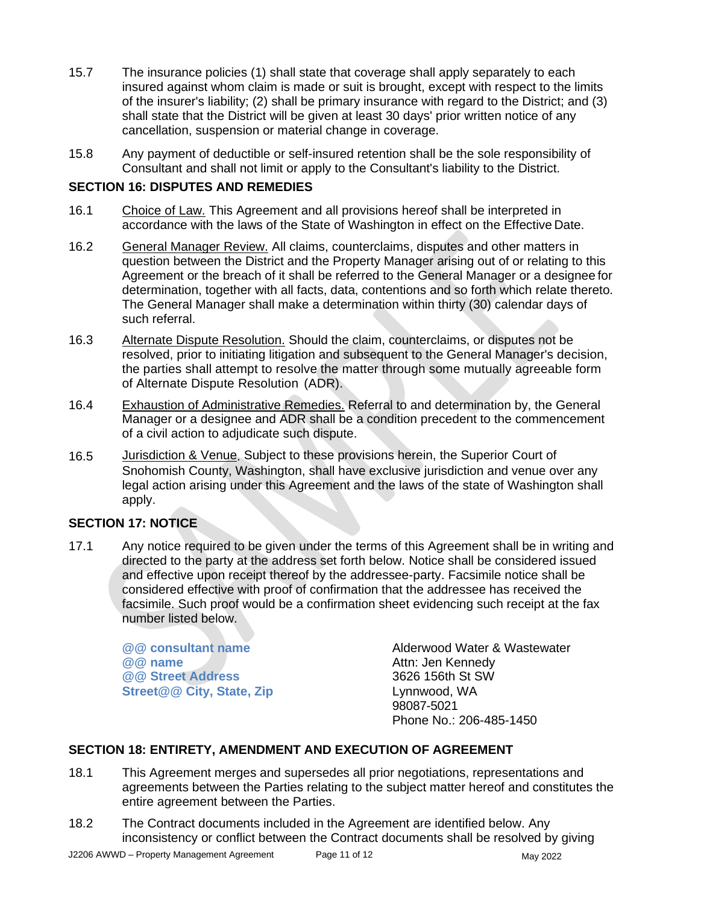15.7 The insurance policies (1) shall state that coverage shall apply separately to each insured against whom claim is made or suit is brought, except with respect to the limits of the insurer's liability; (2) shall be primary insurance with regard to the District; and (3) shall state that the District will be given at least 30 days' prior written notice of any cancellation, suspension or material change in coverage.

15.8 Any payment of deductible or self-insured retention shall be the sole responsibility of Consultant and shall not limit or apply to the Consultant's liability to the District.

## SECTION 16: DISPUTES AND REMEDIES

16.1 Choice of Law. This Agreement and all provisions hereof shall be interpreted in accordance with the laws of the State of Washington in effect on the Effective Date.

16.2 General Manager Review. All claims, counterclaims, disputes and other matters in question between the District and the Property Manager arising out of or relating to this Agreement or the breach of it shall be referred to the General Manager or a designee for determination, together with all facts, data, contentions and so forth which relate thereto. The General Manager shall make a determination within thirty (30) calendar days of such referral.

16.3 Alternate Dispute Resolution. Should the claim, counterclaims, or disputes not be resolved, prior to initiating litigation and subsequent to the General Manager's decision, the parties shall attempt to resolve the matter through some mutually agreeable form of Alternate Dispute Resolution (ADR).

16.4 Exhaustion of Administrative Remedies. Referral to and determination by, the General Manager or a designee and ADR shall be a condition precedent to the commencement of a civil action to adjudicate such dispute.

16.5 Jurisdiction & Venue. Subject to these provisions herein, the Superior Court of Snohomish County, Washington, shall have exclusive jurisdiction and venue over any legal action arising under this Agreement and the laws of the state of Washington shall apply.

## SECTION 17: NOTICE

17.1 Any notice required to be given under the terms of this Agreement shall be in writing and directed to the party at the address set forth below. Notice shall be considered issued and effective upon receipt thereof by the addressee-party. Facsimile notice shall be considered effective with proof of confirmation that the addressee has received the facsimile. Such proof would be a confirmation sheet evidencing such receipt at the fax number listed below.

**@@ consultant name**
**@@ name**
**@@ Street Address**
**Street@@ City, State, Zip**

Alderwood Water & Wastewater
Attn: Jen Kennedy
3626 156th St SW
Lynnwood, WA
98087-5021
Phone No.: 206-485-1450

## SECTION 18: ENTIRETY, AMENDMENT AND EXECUTION OF AGREEMENT

18.1 This Agreement merges and supersedes all prior negotiations, representations and agreements between the Parties relating to the subject matter hereof and constitutes the entire agreement between the Parties.

18.2 The Contract documents included in the Agreement are identified below. Any inconsistency or conflict between the Contract documents shall be resolved by giving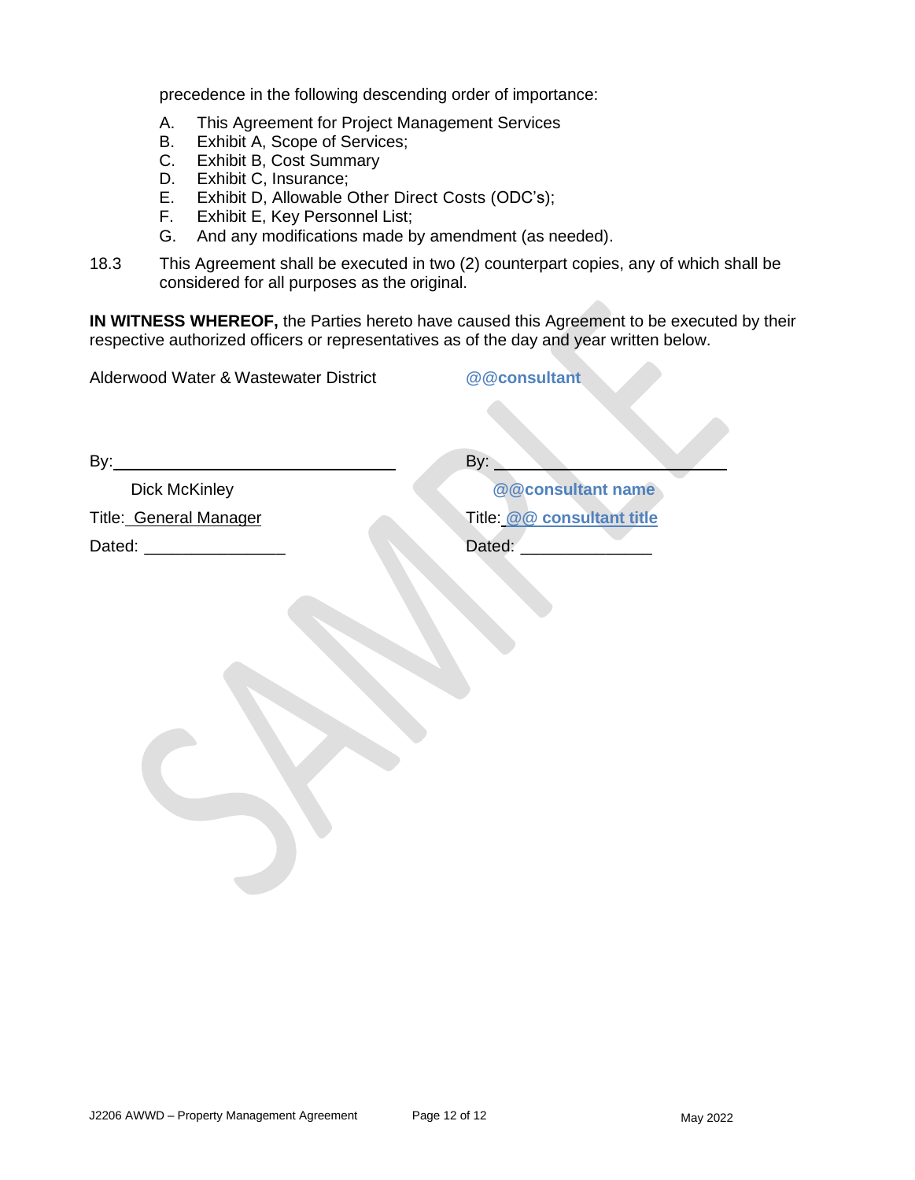precedence in the following descending order of importance:

A. This Agreement for Project Management Services
B. Exhibit A, Scope of Services;
C. Exhibit B, Cost Summary
D. Exhibit C, Insurance;
E. Exhibit D, Allowable Other Direct Costs (ODC's);
F. Exhibit E, Key Personnel List;
G. And any modifications made by amendment (as needed).

18.3 This Agreement shall be executed in two (2) counterpart copies, any of which shall be considered for all purposes as the original.

**IN WITNESS WHEREOF,** the Parties hereto have caused this Agreement to be executed by their respective authorized officers or representatives as of the day and year written below.

| | |
|---|---|
| Alderwood Water & Wastewater District | **@@consultant** |
| By:______________________________ | By:______________________________ |
| Dick McKinley | **@@consultant name** |
| Title: General Manager | Title: **@@ consultant title** |
| Dated: _______________ | Dated: _____________ |

SAMPLE